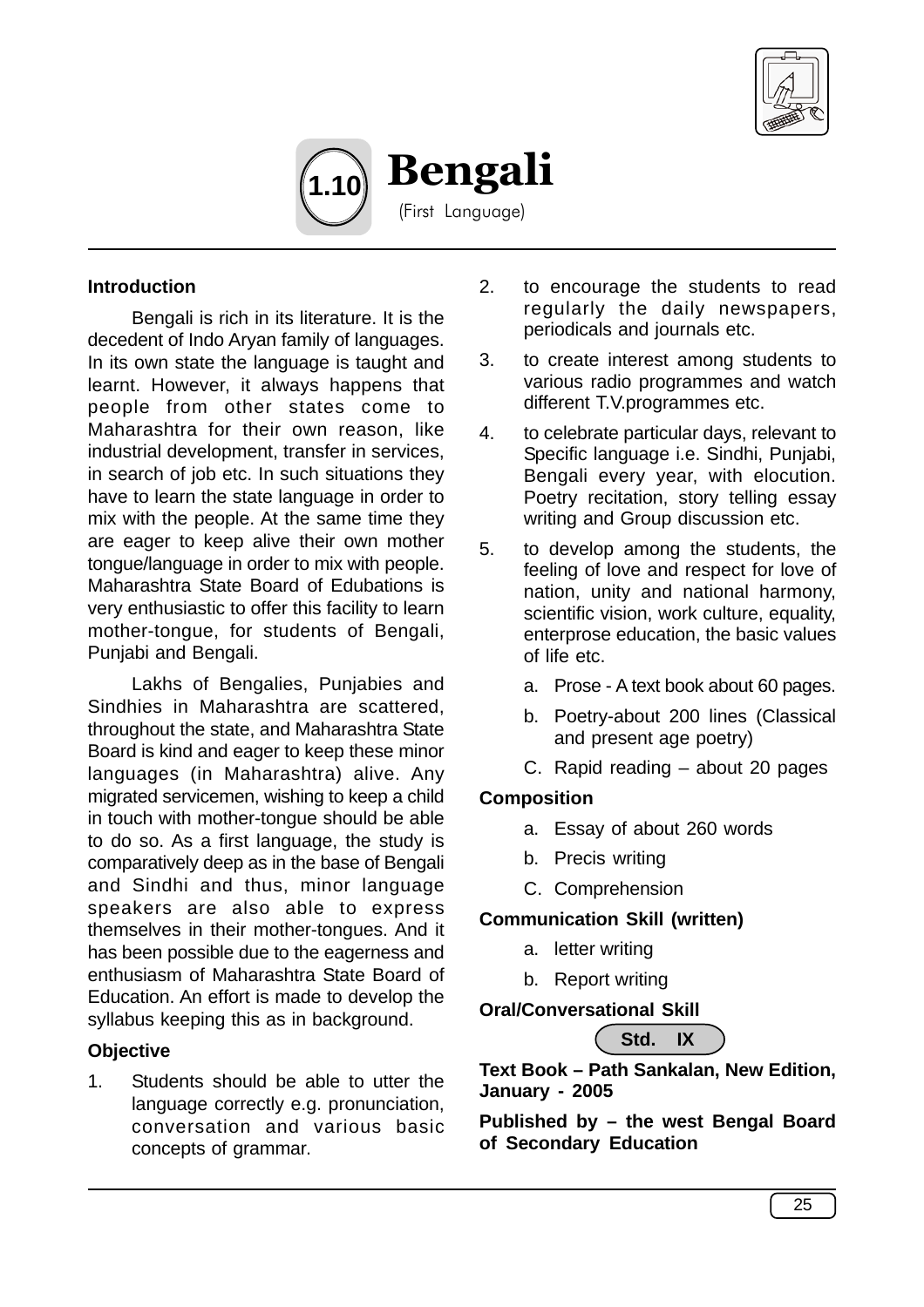# 1.10 Bengali

(First Language)

### Introduction

Bengali is rich in its literature. It is the decedent of Indo Aryan family of languages. In its own state the language is taught and learnt. However, it always happens that people from other states come to Maharashtra for their own reason, like industrial development, transfer in services, in search of job etc. In such situations they have to learn the state language in order to mix with the people. At the same time they are eager to keep alive their own mother tongue/language in order to mix with people. Maharashtra State Board of Edubations is very enthusiastic to offer this facility to learn mother-tongue, for students of Bengali, Punjabi and Bengali.

Lakhs of Bengalies, Punjabies and Sindhies in Maharashtra are scattered, throughout the state, and Maharashtra State Board is kind and eager to keep these minor languages (in Maharashtra) alive. Any migrated servicemen, wishing to keep a child in touch with mother-tongue should be able to do so. As a first language, the study is comparatively deep as in the base of Bengali and Sindhi and thus, minor language speakers are also able to express themselves in their mother-tongues. And it has been possible due to the eagerness and enthusiasm of Maharashtra State Board of Education. An effort is made to develop the syllabus keeping this as in background.

### Objective

1. Students should be able to utter the language correctly e.g. pronunciation, conversation and various basic concepts of grammar.
2. to encourage the students to read regularly the daily newspapers, periodicals and journals etc.
3. to create interest among students to various radio programmes and watch different T.V.programmes etc.
4. to celebrate particular days, relevant to Specific language i.e. Sindhi, Punjabi, Bengali every year, with elocution. Poetry recitation, story telling essay writing and Group discussion etc.
5. to develop among the students, the feeling of love and respect for love of nation, unity and national harmony, scientific vision, work culture, equality, enterprose education, the basic values of life etc.
   - a. Prose - A text book about 60 pages.
   - b. Poetry-about 200 lines (Classical and present age poetry)
   - C. Rapid reading – about 20 pages

**Composition**

- a. Essay of about 260 words
- b. Precis writing
- C. Comprehension

**Communication Skill (written)**

- a. letter writing
- b. Report writing

**Oral/Conversational Skill**

**Std. IX**

**Text Book – Path Sankalan, New Edition, January - 2005**

**Published by – the west Bengal Board of Secondary Education**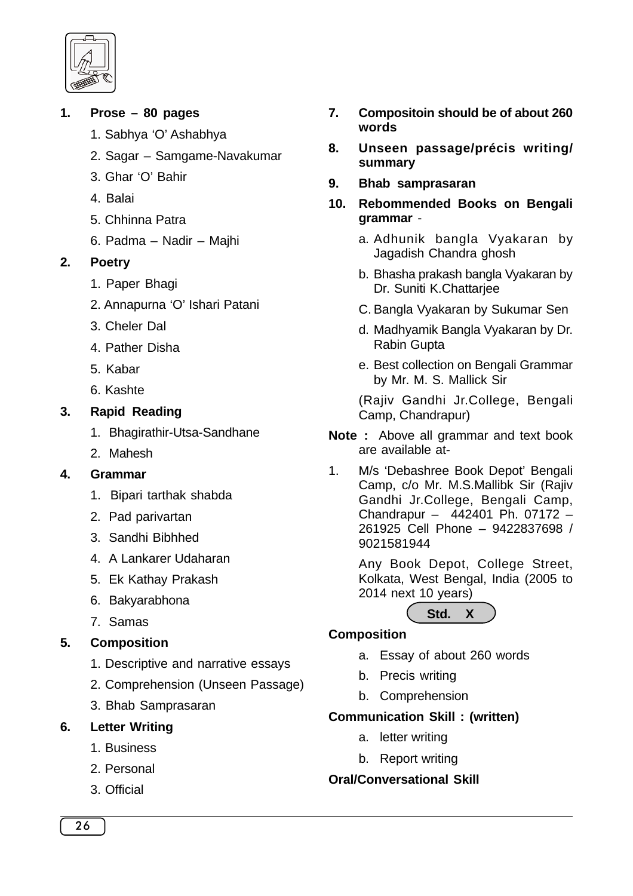1. **Prose – 80 pages**
   1. Sabhya 'O' Ashabhya
   2. Sagar – Samgame-Navakumar
   3. Ghar 'O' Bahir
   4. Balai
   5. Chhinna Patra
   6. Padma – Nadir – Majhi

2. **Poetry**
   1. Paper Bhagi
   2. Annapurna 'O' Ishari Patani
   3. Cheler Dal
   4. Pather Disha
   5. Kabar
   6. Kashte

3. **Rapid Reading**
   1. Bhagirathir-Utsa-Sandhane
   2. Mahesh

4. **Grammar**
   1. Bipari tarthak shabda
   2. Pad parivartan
   3. Sandhi Bibhhed
   4. A Lankarer Udaharan
   5. Ek Kathay Prakash
   6. Bakyarabhona
   7. Samas

5. **Composition**
   1. Descriptive and narrative essays
   2. Comprehension (Unseen Passage)
   3. Bhab Samprasaran

6. **Letter Writing**
   1. Business
   2. Personal
   3. Official

7. **Compositoin should be of about 260 words**

8. **Unseen passage/précis writing/ summary**

9. **Bhab samprasaran**

10. **Rebommended Books on Bengali grammar** -
    a. Adhunik bangla Vyakaran by Jagadish Chandra ghosh
    b. Bhasha prakash bangla Vyakaran by Dr. Suniti K.Chattarjee
    C. Bangla Vyakaran by Sukumar Sen
    d. Madhyamik Bangla Vyakaran by Dr. Rabin Gupta
    e. Best collection on Bengali Grammar by Mr. M. S. Mallick Sir

    (Rajiv Gandhi Jr.College, Bengali Camp, Chandrapur)

**Note :** Above all grammar and text book are available at-

1. M/s 'Debashree Book Depot' Bengali Camp, c/o Mr. M.S.Mallibk Sir (Rajiv Gandhi Jr.College, Bengali Camp, Chandrapur – 442401 Ph. 07172 – 261925 Cell Phone – 9422837698 / 9021581944

   Any Book Depot, College Street, Kolkata, West Bengal, India (2005 to 2014 next 10 years)

## Std. X

**Composition**

a. Essay of about 260 words
b. Precis writing
b. Comprehension

**Communication Skill : (written)**

a. letter writing
b. Report writing

**Oral/Conversational Skill**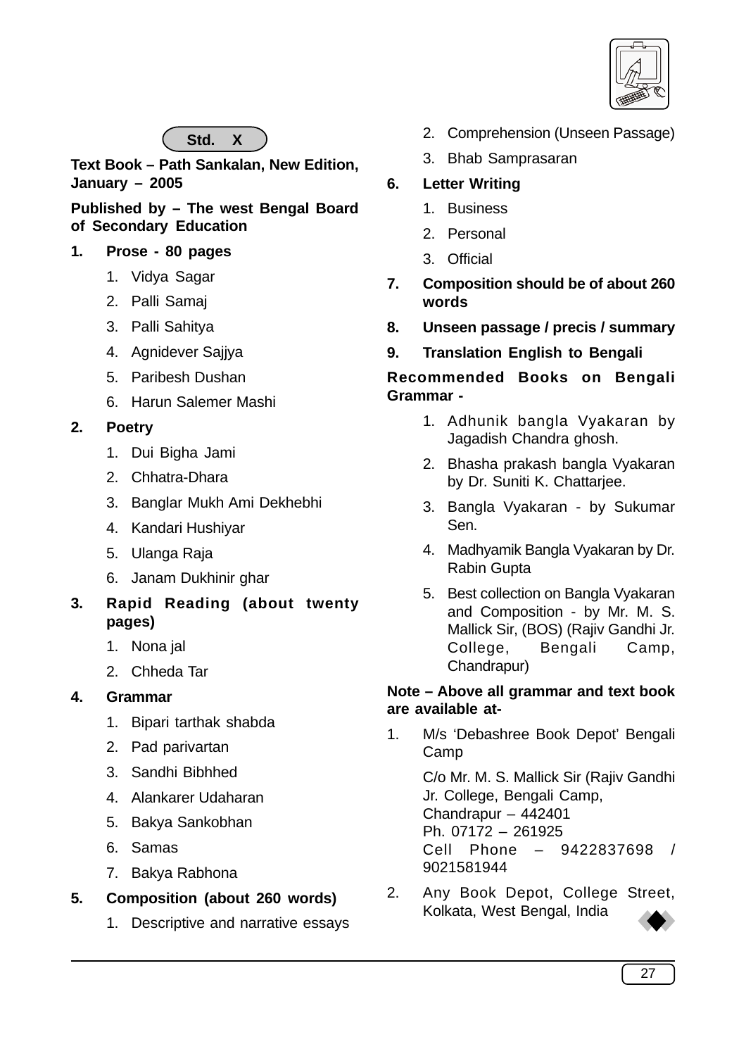**Std. X**

**Text Book – Path Sankalan, New Edition, January – 2005**

**Published by – The west Bengal Board of Secondary Education**

1. **Prose - 80 pages**
    1. Vidya Sagar
    2. Palli Samaj
    3. Palli Sahitya
    4. Agnidever Sajjya
    5. Paribesh Dushan
    6. Harun Salemer Mashi
2. **Poetry**
    1. Dui Bigha Jami
    2. Chhatra-Dhara
    3. Banglar Mukh Ami Dekhebhi
    4. Kandari Hushiyar
    5. Ulanga Raja
    6. Janam Dukhinir ghar
3. **Rapid Reading (about twenty pages)**
    1. Nona jal
    2. Chheda Tar
4. **Grammar**
    1. Bipari tarthak shabda
    2. Pad parivartan
    3. Sandhi Bibhhed
    4. Alankarer Udaharan
    5. Bakya Sankobhan
    6. Samas
    7. Bakya Rabhona
5. **Composition (about 260 words)**
    1. Descriptive and narrative essays
    2. Comprehension (Unseen Passage)
    3. Bhab Samprasaran
6. **Letter Writing**
    1. Business
    2. Personal
    3. Official
7. **Composition should be of about 260 words**
8. **Unseen passage / precis / summary**
9. **Translation English to Bengali**

**Recommended Books on Bengali Grammar -**

1. Adhunik bangla Vyakaran by Jagadish Chandra ghosh.
2. Bhasha prakash bangla Vyakaran by Dr. Suniti K. Chattarjee.
3. Bangla Vyakaran - by Sukumar Sen.
4. Madhyamik Bangla Vyakaran by Dr. Rabin Gupta
5. Best collection on Bangla Vyakaran and Composition - by Mr. M. S. Mallick Sir, (BOS) (Rajiv Gandhi Jr. College, Bengali Camp, Chandrapur)

**Note – Above all grammar and text book are available at-**

1. M/s 'Debashree Book Depot' Bengali Camp

    C/o Mr. M. S. Mallick Sir (Rajiv Gandhi Jr. College, Bengali Camp,
    Chandrapur – 442401
    Ph. 07172 – 261925
    Cell Phone – 9422837698 / 9021581944
2. Any Book Depot, College Street, Kolkata, West Bengal, India